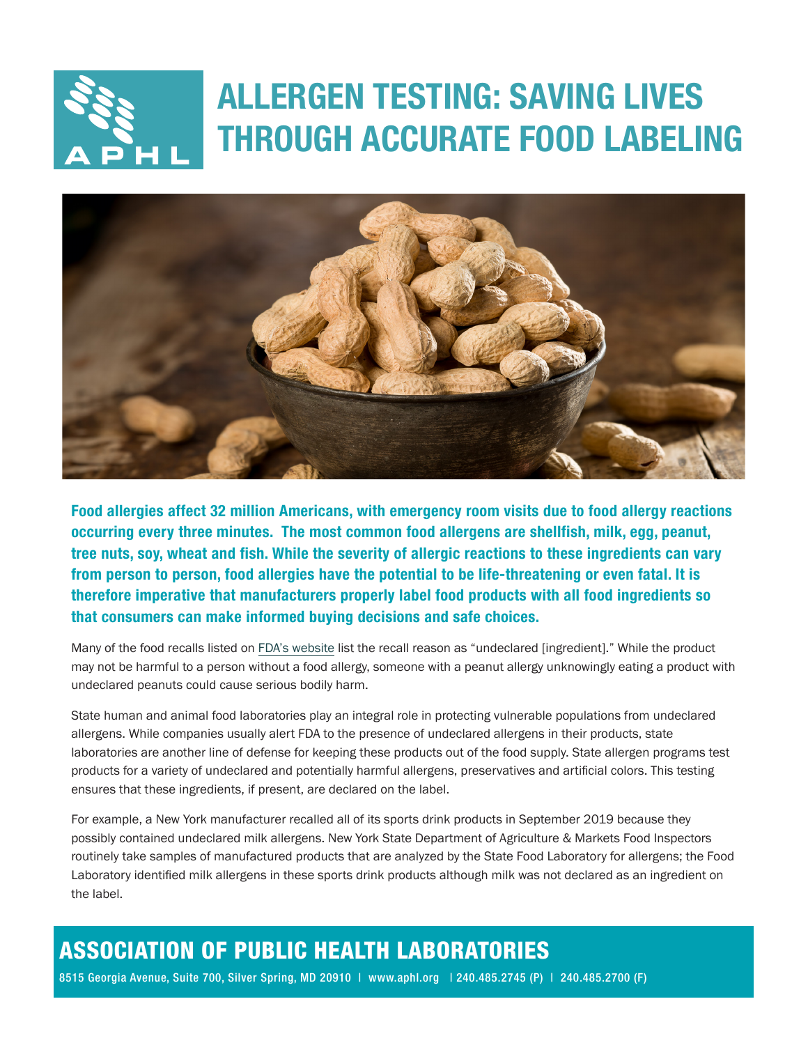# ALLERGEN TESTING: SAVING LIVES THROUGH ACCURATE FOOD LABELING

**Food allergies affect 32 million Americans, with emergency room visits due to food allergy reactions occurring every three minutes. The most common food allergens are shellfish, milk, egg, peanut, tree nuts, soy, wheat and fish. While the severity of allergic reactions to these ingredients can vary from person to person, food allergies have the potential to be life-threatening or even fatal. It is therefore imperative that manufacturers properly label food products with all food ingredients so that consumers can make informed buying decisions and safe choices.**

Many of the food recalls listed on FDA's website list the recall reason as "undeclared [ingredient]." While the product may not be harmful to a person without a food allergy, someone with a peanut allergy unknowingly eating a product with undeclared peanuts could cause serious bodily harm.

State human and animal food laboratories play an integral role in protecting vulnerable populations from undeclared allergens. While companies usually alert FDA to the presence of undeclared allergens in their products, state laboratories are another line of defense for keeping these products out of the food supply. State allergen programs test products for a variety of undeclared and potentially harmful allergens, preservatives and artificial colors. This testing ensures that these ingredients, if present, are declared on the label.

For example, a New York manufacturer recalled all of its sports drink products in September 2019 because they possibly contained undeclared milk allergens. New York State Department of Agriculture & Markets Food Inspectors routinely take samples of manufactured products that are analyzed by the State Food Laboratory for allergens; the Food Laboratory identified milk allergens in these sports drink products although milk was not declared as an ingredient on the label.

## ASSOCIATION OF PUBLIC HEALTH LABORATORIES

8515 Georgia Avenue, Suite 700, Silver Spring, MD 20910 | www.aphl.org | 240.485.2745 (P) | 240.485.2700 (F)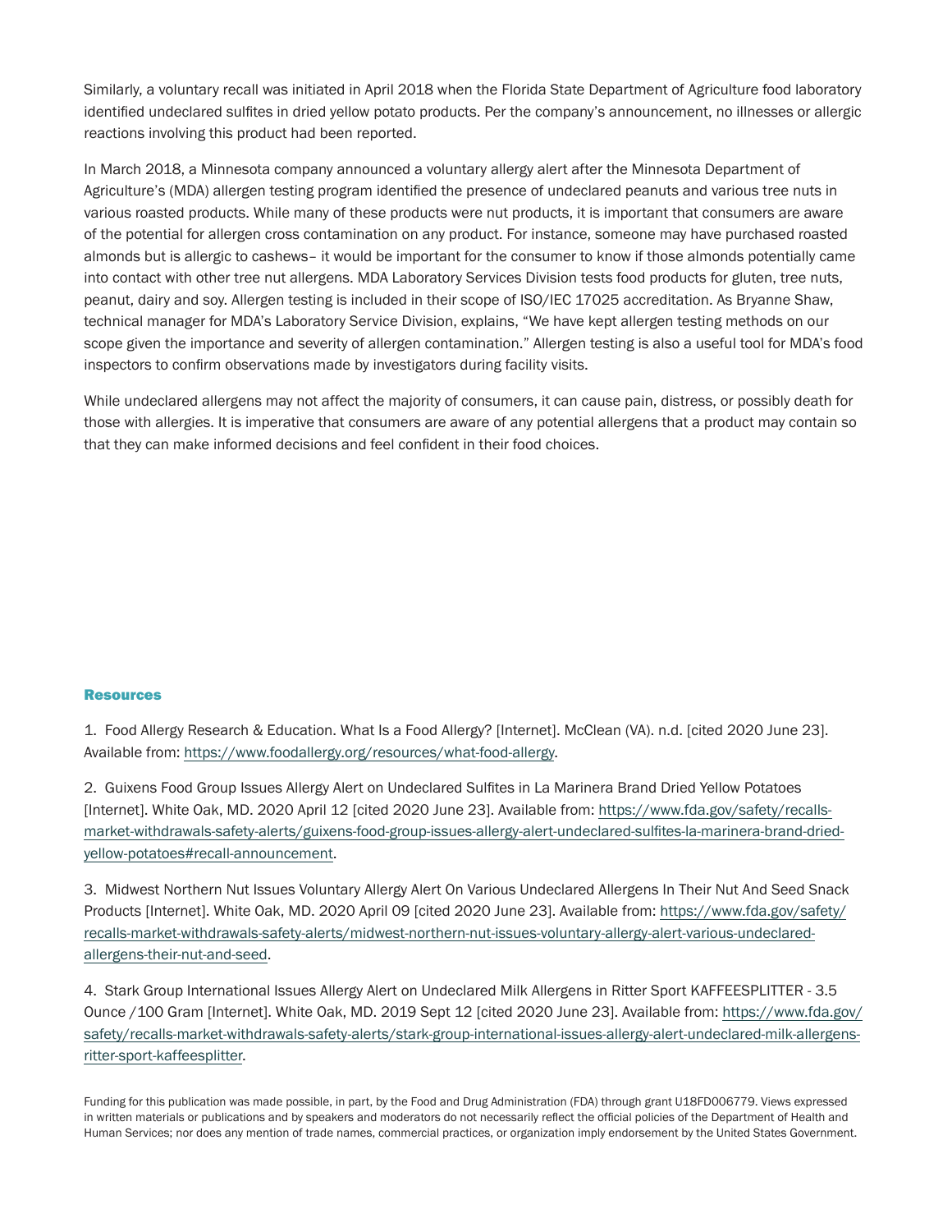Similarly, a voluntary recall was initiated in April 2018 when the Florida State Department of Agriculture food laboratory identified undeclared sulfites in dried yellow potato products. Per the company's announcement, no illnesses or allergic reactions involving this product had been reported.

In March 2018, a Minnesota company announced a voluntary allergy alert after the Minnesota Department of Agriculture's (MDA) allergen testing program identified the presence of undeclared peanuts and various tree nuts in various roasted products. While many of these products were nut products, it is important that consumers are aware of the potential for allergen cross contamination on any product. For instance, someone may have purchased roasted almonds but is allergic to cashews– it would be important for the consumer to know if those almonds potentially came into contact with other tree nut allergens. MDA Laboratory Services Division tests food products for gluten, tree nuts, peanut, dairy and soy. Allergen testing is included in their scope of ISO/IEC 17025 accreditation. As Bryanne Shaw, technical manager for MDA's Laboratory Service Division, explains, "We have kept allergen testing methods on our scope given the importance and severity of allergen contamination." Allergen testing is also a useful tool for MDA's food inspectors to confirm observations made by investigators during facility visits.

While undeclared allergens may not affect the majority of consumers, it can cause pain, distress, or possibly death for those with allergies. It is imperative that consumers are aware of any potential allergens that a product may contain so that they can make informed decisions and feel confident in their food choices.

## Resources

1. Food Allergy Research & Education. What Is a Food Allergy? [Internet]. McClean (VA). n.d. [cited 2020 June 23]. Available from: https://www.foodallergy.org/resources/what-food-allergy.

2. Guixens Food Group Issues Allergy Alert on Undeclared Sulfites in La Marinera Brand Dried Yellow Potatoes [Internet]. White Oak, MD. 2020 April 12 [cited 2020 June 23]. Available from: https://www.fda.gov/safety/recalls-market-withdrawals-safety-alerts/guixens-food-group-issues-allergy-alert-undeclared-sulfites-la-marinera-brand-dried-yellow-potatoes#recall-announcement.

3. Midwest Northern Nut Issues Voluntary Allergy Alert On Various Undeclared Allergens In Their Nut And Seed Snack Products [Internet]. White Oak, MD. 2020 April 09 [cited 2020 June 23]. Available from: https://www.fda.gov/safety/recalls-market-withdrawals-safety-alerts/midwest-northern-nut-issues-voluntary-allergy-alert-various-undeclared-allergens-their-nut-and-seed.

4. Stark Group International Issues Allergy Alert on Undeclared Milk Allergens in Ritter Sport KAFFEESPLITTER - 3.5 Ounce /100 Gram [Internet]. White Oak, MD. 2019 Sept 12 [cited 2020 June 23]. Available from: https://www.fda.gov/safety/recalls-market-withdrawals-safety-alerts/stark-group-international-issues-allergy-alert-undeclared-milk-allergens-ritter-sport-kaffeesplitter.

Funding for this publication was made possible, in part, by the Food and Drug Administration (FDA) through grant U18FD006779. Views expressed in written materials or publications and by speakers and moderators do not necessarily reflect the official policies of the Department of Health and Human Services; nor does any mention of trade names, commercial practices, or organization imply endorsement by the United States Government.